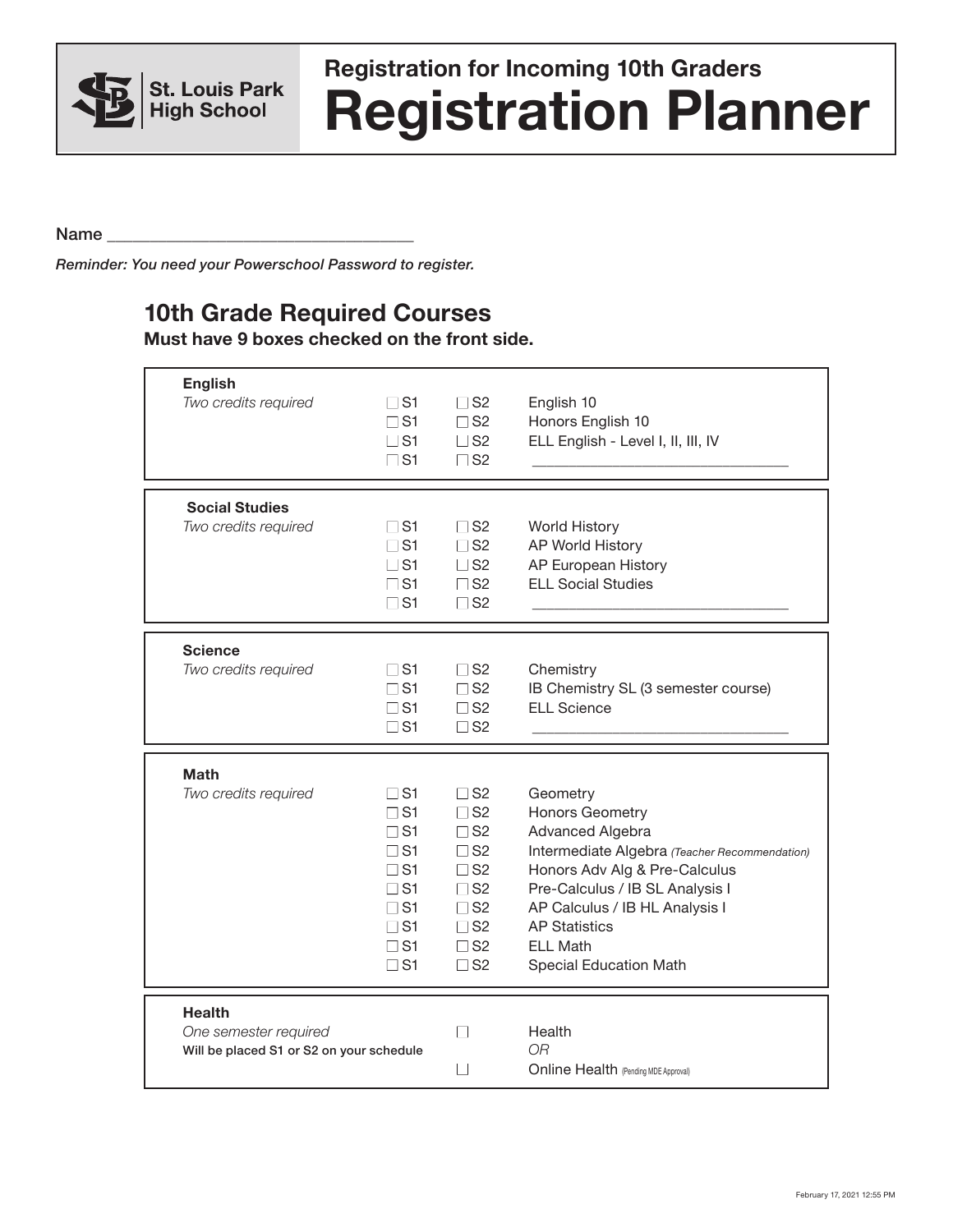St. Louis Park High School

# Registration for Incoming 10th Graders
# Registration Planner

Name ___________________________________

*Reminder: You need your Powerschool Password to register.*

## 10th Grade Required Courses

**Must have 9 boxes checked on the front side.**

| **English** | | | |
|---|---|---|---|
| *Two credits required* | ☐ S1 | ☐ S2 | English 10 |
| | ☐ S1 | ☐ S2 | Honors English 10 |
| | ☐ S1 | ☐ S2 | ELL English - Level I, II, III, IV |
| | ☐ S1 | ☐ S2 | _________________________________ |

| **Social Studies** | | | |
|---|---|---|---|
| *Two credits required* | ☐ S1 | ☐ S2 | World History |
| | ☐ S1 | ☐ S2 | AP World History |
| | ☐ S1 | ☐ S2 | AP European History |
| | ☐ S1 | ☐ S2 | ELL Social Studies |
| | ☐ S1 | ☐ S2 | _________________________________ |

| **Science** | | | |
|---|---|---|---|
| *Two credits required* | ☐ S1 | ☐ S2 | Chemistry |
| | ☐ S1 | ☐ S2 | IB Chemistry SL (3 semester course) |
| | ☐ S1 | ☐ S2 | ELL Science |
| | ☐ S1 | ☐ S2 | _________________________________ |

| **Math** | | | |
|---|---|---|---|
| *Two credits required* | ☐ S1 | ☐ S2 | Geometry |
| | ☐ S1 | ☐ S2 | Honors Geometry |
| | ☐ S1 | ☐ S2 | Advanced Algebra |
| | ☐ S1 | ☐ S2 | Intermediate Algebra *(Teacher Recommendation)* |
| | ☐ S1 | ☐ S2 | Honors Adv Alg & Pre-Calculus |
| | ☐ S1 | ☐ S2 | Pre-Calculus / IB SL Analysis I |
| | ☐ S1 | ☐ S2 | AP Calculus / IB HL Analysis I |
| | ☐ S1 | ☐ S2 | AP Statistics |
| | ☐ S1 | ☐ S2 | ELL Math |
| | ☐ S1 | ☐ S2 | Special Education Math |

| **Health** | | |
|---|---|---|
| *One semester required* | ☐ | Health |
| Will be placed S1 or S2 on your schedule | | *OR* |
| | ☐ | Online Health (Pending MDE Approval) |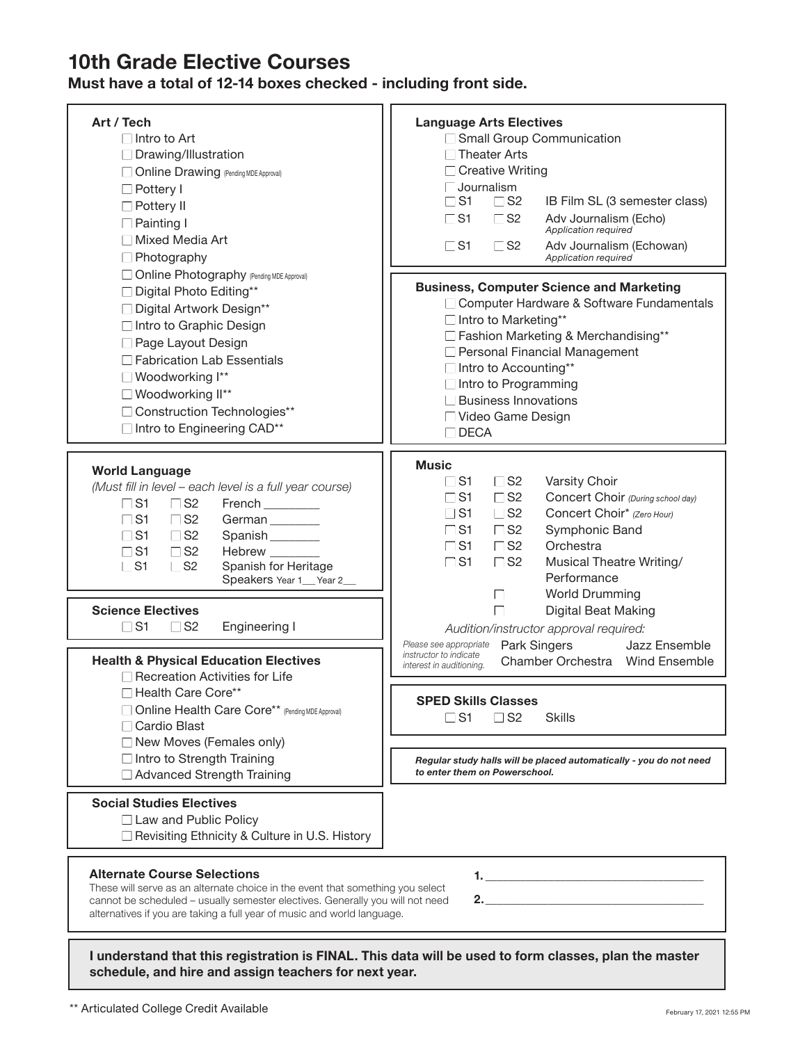# 10th Grade Elective Courses

**Must have a total of 12-14 boxes checked - including front side.**

### Art / Tech

- ☐ Intro to Art
- ☐ Drawing/Illustration
- ☐ Online Drawing (Pending MDE Approval)
- ☐ Pottery I
- ☐ Pottery II
- ☐ Painting I
- ☐ Mixed Media Art
- ☐ Photography
- ☐ Online Photography (Pending MDE Approval)
- ☐ Digital Photo Editing**
- ☐ Digital Artwork Design**
- ☐ Intro to Graphic Design
- ☐ Page Layout Design
- ☐ Fabrication Lab Essentials
- ☐ Woodworking I**
- ☐ Woodworking II**
- ☐ Construction Technologies**
- ☐ Intro to Engineering CAD**

### Language Arts Electives

- ☐ Small Group Communication
- ☐ Theater Arts
- ☐ Creative Writing
- ☐ Journalism
- ☐ S1 ☐ S2 IB Film SL (3 semester class)
- ☐ S1 ☐ S2 Adv Journalism (Echo) *Application required*
- ☐ S1 ☐ S2 Adv Journalism (Echowan) *Application required*

### Business, Computer Science and Marketing

- ☐ Computer Hardware & Software Fundamentals
- ☐ Intro to Marketing**
- ☐ Fashion Marketing & Merchandising**
- ☐ Personal Financial Management
- ☐ Intro to Accounting**
- ☐ Intro to Programming
- ☐ Business Innovations
- ☐ Video Game Design
- ☐ DECA

### World Language

*(Must fill in level – each level is a full year course)*

- ☐ S1 ☐ S2 French ________
- ☐ S1 ☐ S2 German ________
- ☐ S1 ☐ S2 Spanish ________
- ☐ S1 ☐ S2 Hebrew ________
- ☐ S1 ☐ S2 Spanish for Heritage Speakers Year 1__ Year 2__

### Music

- ☐ S1 ☐ S2 Varsity Choir
- ☐ S1 ☐ S2 Concert Choir *(During school day)*
- ☐ S1 ☐ S2 Concert Choir* *(Zero Hour)*
- ☐ S1 ☐ S2 Symphonic Band
- ☐ S1 ☐ S2 Orchestra
- ☐ S1 ☐ S2 Musical Theatre Writing/ Performance
- ☐ World Drumming
- ☐ Digital Beat Making

*Audition/instructor approval required:*

*Please see appropriate instructor to indicate interest in auditioning.*

Park Singers, Jazz Ensemble, Chamber Orchestra, Wind Ensemble

### Science Electives

- ☐ S1 ☐ S2 Engineering I

### Health & Physical Education Electives

- ☐ Recreation Activities for Life
- ☐ Health Care Core**
- ☐ Online Health Care Core** (Pending MDE Approval)
- ☐ Cardio Blast
- ☐ New Moves (Females only)
- ☐ Intro to Strength Training
- ☐ Advanced Strength Training

### SPED Skills Classes

- ☐ S1 ☐ S2 Skills

***Regular study halls will be placed automatically - you do not need to enter them on Powerschool.***

### Social Studies Electives

- ☐ Law and Public Policy
- ☐ Revisiting Ethnicity & Culture in U.S. History

### Alternate Course Selections

These will serve as an alternate choice in the event that something you select cannot be scheduled – usually semester electives. Generally you will not need alternatives if you are taking a full year of music and world language.

1. ________________________________
2. ________________________________

**I understand that this registration is FINAL. This data will be used to form classes, plan the master schedule, and hire and assign teachers for next year.**

** Articulated College Credit Available

February 17, 2021 12:55 PM